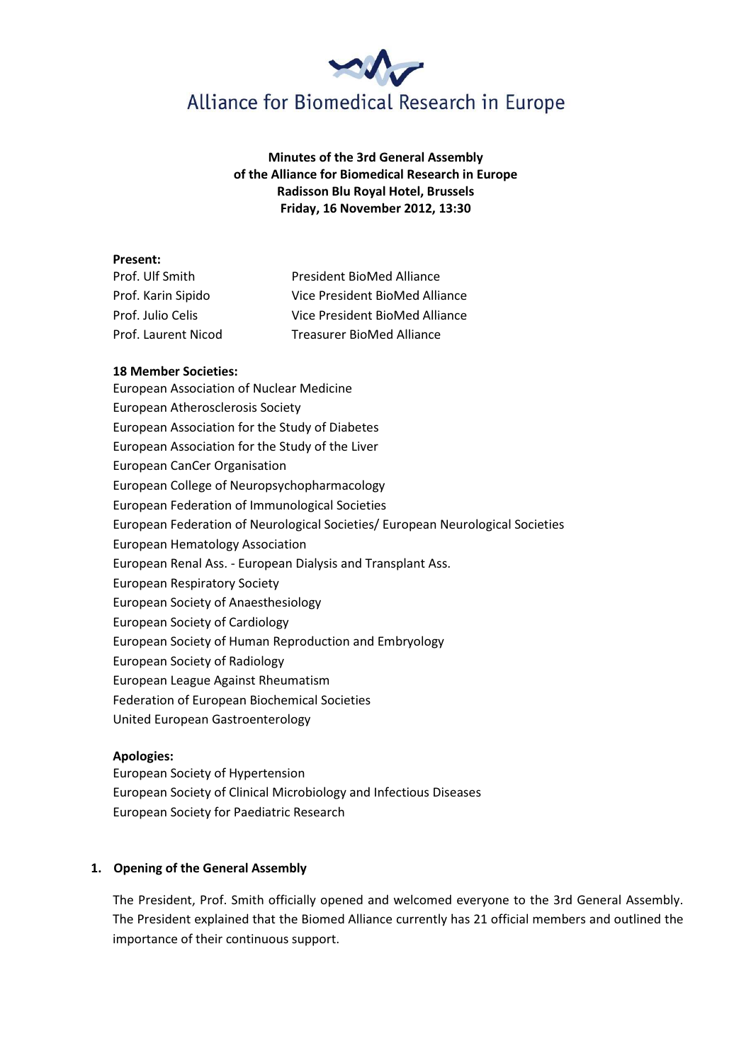Alliance for Biomedical Research in Europe

**Minutes of the 3rd General Assembly**
**of the Alliance for Biomedical Research in Europe**
**Radisson Blu Royal Hotel, Brussels**
**Friday, 16 November 2012, 13:30**

**Present:**

| | |
|---|---|
| Prof. Ulf Smith | President BioMed Alliance |
| Prof. Karin Sipido | Vice President BioMed Alliance |
| Prof. Julio Celis | Vice President BioMed Alliance |
| Prof. Laurent Nicod | Treasurer BioMed Alliance |

**18 Member Societies:**

European Association of Nuclear Medicine
European Atherosclerosis Society
European Association for the Study of Diabetes
European Association for the Study of the Liver
European CanCer Organisation
European College of Neuropsychopharmacology
European Federation of Immunological Societies
European Federation of Neurological Societies/ European Neurological Societies
European Hematology Association
European Renal Ass. - European Dialysis and Transplant Ass.
European Respiratory Society
European Society of Anaesthesiology
European Society of Cardiology
European Society of Human Reproduction and Embryology
European Society of Radiology
European League Against Rheumatism
Federation of European Biochemical Societies
United European Gastroenterology

**Apologies:**

European Society of Hypertension
European Society of Clinical Microbiology and Infectious Diseases
European Society for Paediatric Research

## 1. Opening of the General Assembly

The President, Prof. Smith officially opened and welcomed everyone to the 3rd General Assembly. The President explained that the Biomed Alliance currently has 21 official members and outlined the importance of their continuous support.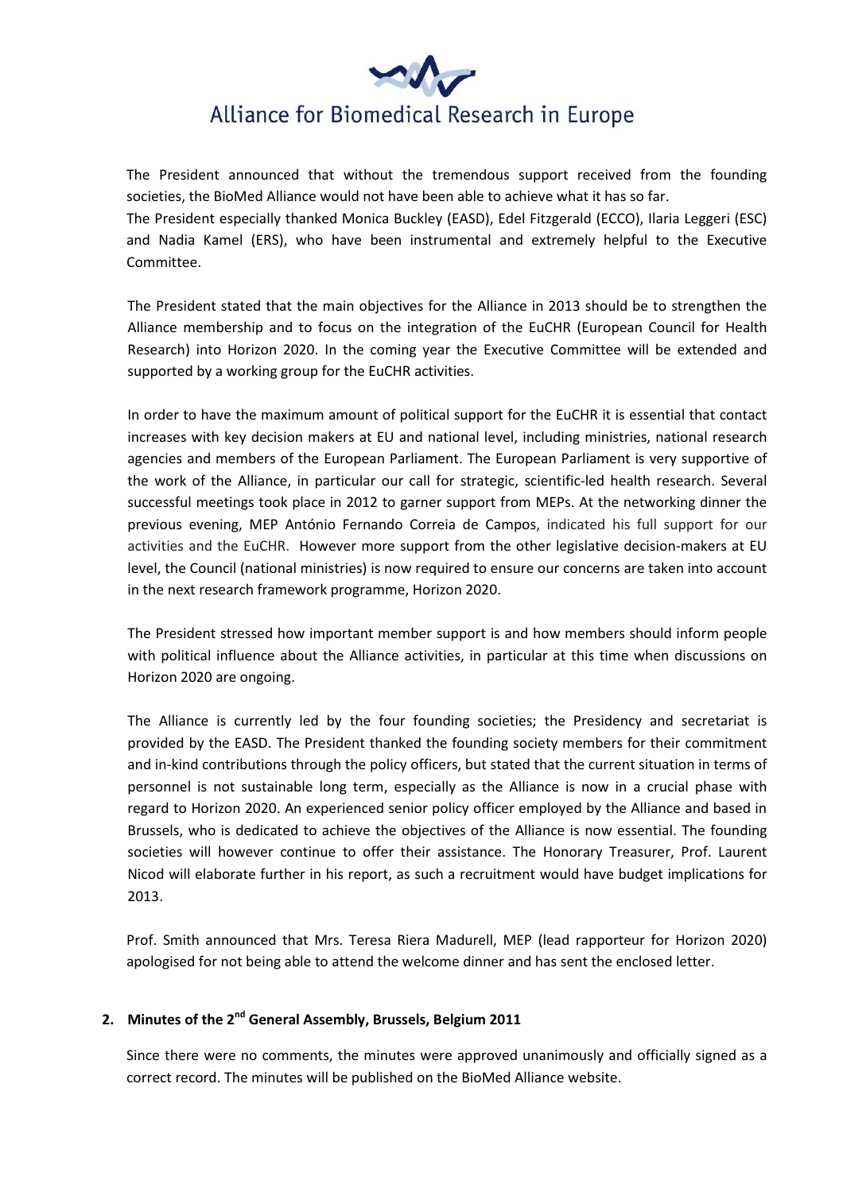The President announced that without the tremendous support received from the founding societies, the BioMed Alliance would not have been able to achieve what it has so far.
The President especially thanked Monica Buckley (EASD), Edel Fitzgerald (ECCO), Ilaria Leggeri (ESC) and Nadia Kamel (ERS), who have been instrumental and extremely helpful to the Executive Committee.

The President stated that the main objectives for the Alliance in 2013 should be to strengthen the Alliance membership and to focus on the integration of the EuCHR (European Council for Health Research) into Horizon 2020. In the coming year the Executive Committee will be extended and supported by a working group for the EuCHR activities.

In order to have the maximum amount of political support for the EuCHR it is essential that contact increases with key decision makers at EU and national level, including ministries, national research agencies and members of the European Parliament. The European Parliament is very supportive of the work of the Alliance, in particular our call for strategic, scientific-led health research. Several successful meetings took place in 2012 to garner support from MEPs. At the networking dinner the previous evening, MEP António Fernando Correia de Campos, indicated his full support for our activities and the EuCHR. However more support from the other legislative decision-makers at EU level, the Council (national ministries) is now required to ensure our concerns are taken into account in the next research framework programme, Horizon 2020.

The President stressed how important member support is and how members should inform people with political influence about the Alliance activities, in particular at this time when discussions on Horizon 2020 are ongoing.

The Alliance is currently led by the four founding societies; the Presidency and secretariat is provided by the EASD. The President thanked the founding society members for their commitment and in-kind contributions through the policy officers, but stated that the current situation in terms of personnel is not sustainable long term, especially as the Alliance is now in a crucial phase with regard to Horizon 2020. An experienced senior policy officer employed by the Alliance and based in Brussels, who is dedicated to achieve the objectives of the Alliance is now essential. The founding societies will however continue to offer their assistance. The Honorary Treasurer, Prof. Laurent Nicod will elaborate further in his report, as such a recruitment would have budget implications for 2013.

Prof. Smith announced that Mrs. Teresa Riera Madurell, MEP (lead rapporteur for Horizon 2020) apologised for not being able to attend the welcome dinner and has sent the enclosed letter.

## 2. Minutes of the 2nd General Assembly, Brussels, Belgium 2011

Since there were no comments, the minutes were approved unanimously and officially signed as a correct record. The minutes will be published on the BioMed Alliance website.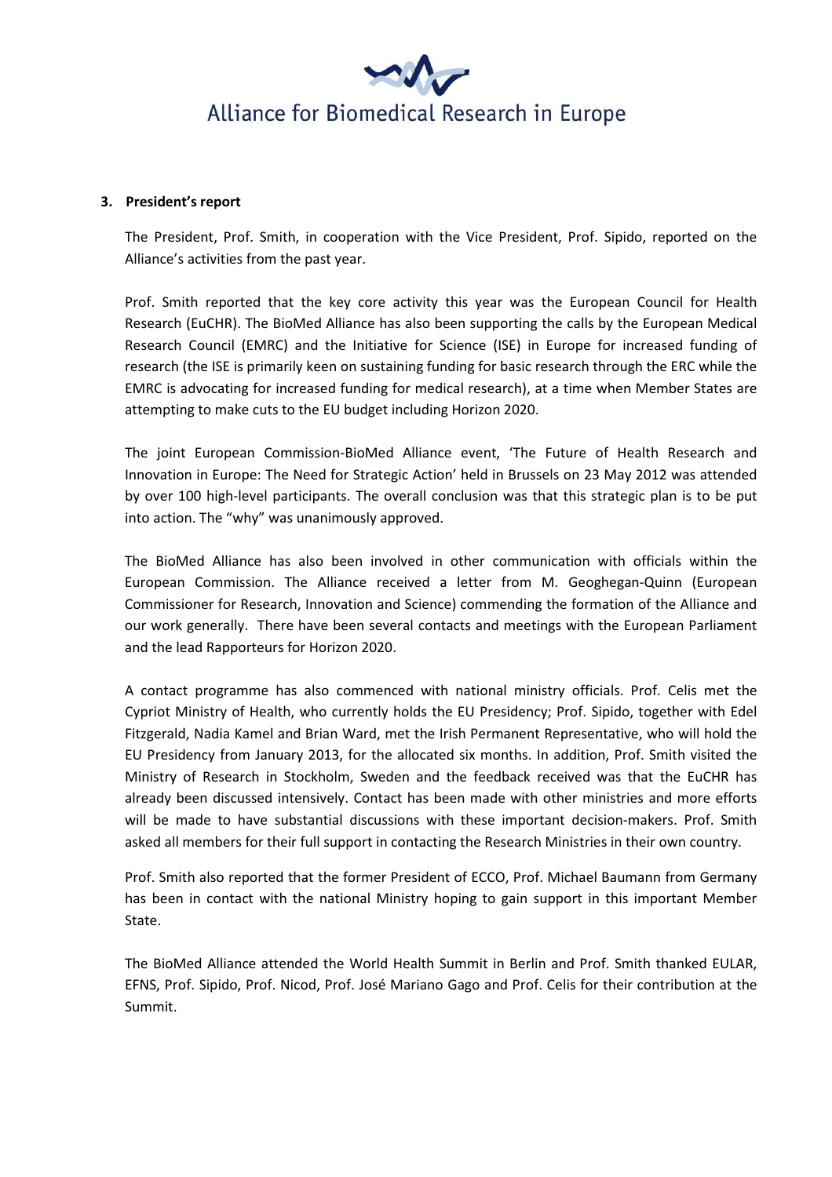### 3. President's report

The President, Prof. Smith, in cooperation with the Vice President, Prof. Sipido, reported on the Alliance's activities from the past year.

Prof. Smith reported that the key core activity this year was the European Council for Health Research (EuCHR). The BioMed Alliance has also been supporting the calls by the European Medical Research Council (EMRC) and the Initiative for Science (ISE) in Europe for increased funding of research (the ISE is primarily keen on sustaining funding for basic research through the ERC while the EMRC is advocating for increased funding for medical research), at a time when Member States are attempting to make cuts to the EU budget including Horizon 2020.

The joint European Commission-BioMed Alliance event, 'The Future of Health Research and Innovation in Europe: The Need for Strategic Action' held in Brussels on 23 May 2012 was attended by over 100 high-level participants. The overall conclusion was that this strategic plan is to be put into action. The "why" was unanimously approved.

The BioMed Alliance has also been involved in other communication with officials within the European Commission. The Alliance received a letter from M. Geoghegan-Quinn (European Commissioner for Research, Innovation and Science) commending the formation of the Alliance and our work generally. There have been several contacts and meetings with the European Parliament and the lead Rapporteurs for Horizon 2020.

A contact programme has also commenced with national ministry officials. Prof. Celis met the Cypriot Ministry of Health, who currently holds the EU Presidency; Prof. Sipido, together with Edel Fitzgerald, Nadia Kamel and Brian Ward, met the Irish Permanent Representative, who will hold the EU Presidency from January 2013, for the allocated six months. In addition, Prof. Smith visited the Ministry of Research in Stockholm, Sweden and the feedback received was that the EuCHR has already been discussed intensively. Contact has been made with other ministries and more efforts will be made to have substantial discussions with these important decision-makers. Prof. Smith asked all members for their full support in contacting the Research Ministries in their own country.

Prof. Smith also reported that the former President of ECCO, Prof. Michael Baumann from Germany has been in contact with the national Ministry hoping to gain support in this important Member State.

The BioMed Alliance attended the World Health Summit in Berlin and Prof. Smith thanked EULAR, EFNS, Prof. Sipido, Prof. Nicod, Prof. José Mariano Gago and Prof. Celis for their contribution at the Summit.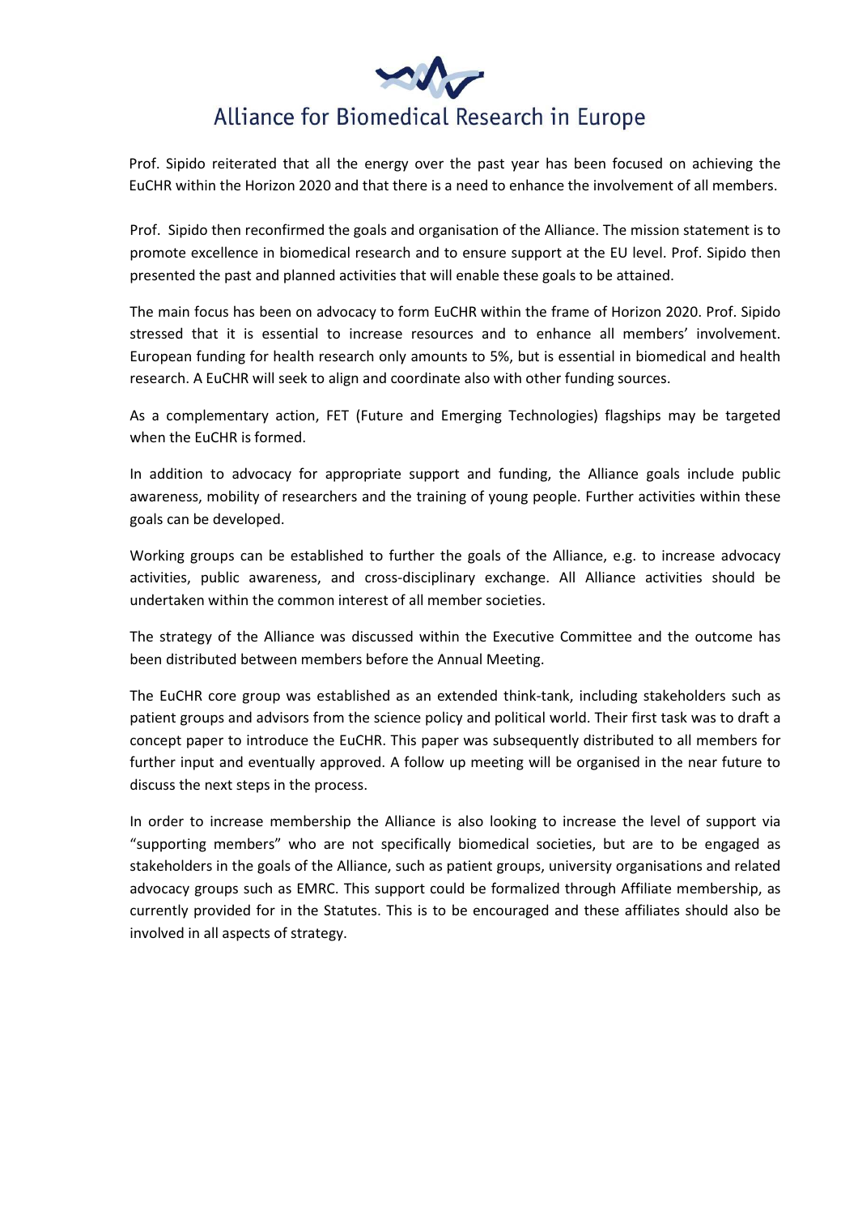Prof. Sipido reiterated that all the energy over the past year has been focused on achieving the EuCHR within the Horizon 2020 and that there is a need to enhance the involvement of all members.

Prof. Sipido then reconfirmed the goals and organisation of the Alliance. The mission statement is to promote excellence in biomedical research and to ensure support at the EU level. Prof. Sipido then presented the past and planned activities that will enable these goals to be attained.

The main focus has been on advocacy to form EuCHR within the frame of Horizon 2020. Prof. Sipido stressed that it is essential to increase resources and to enhance all members' involvement. European funding for health research only amounts to 5%, but is essential in biomedical and health research. A EuCHR will seek to align and coordinate also with other funding sources.

As a complementary action, FET (Future and Emerging Technologies) flagships may be targeted when the EuCHR is formed.

In addition to advocacy for appropriate support and funding, the Alliance goals include public awareness, mobility of researchers and the training of young people. Further activities within these goals can be developed.

Working groups can be established to further the goals of the Alliance, e.g. to increase advocacy activities, public awareness, and cross-disciplinary exchange. All Alliance activities should be undertaken within the common interest of all member societies.

The strategy of the Alliance was discussed within the Executive Committee and the outcome has been distributed between members before the Annual Meeting.

The EuCHR core group was established as an extended think-tank, including stakeholders such as patient groups and advisors from the science policy and political world. Their first task was to draft a concept paper to introduce the EuCHR. This paper was subsequently distributed to all members for further input and eventually approved. A follow up meeting will be organised in the near future to discuss the next steps in the process.

In order to increase membership the Alliance is also looking to increase the level of support via "supporting members" who are not specifically biomedical societies, but are to be engaged as stakeholders in the goals of the Alliance, such as patient groups, university organisations and related advocacy groups such as EMRC. This support could be formalized through Affiliate membership, as currently provided for in the Statutes. This is to be encouraged and these affiliates should also be involved in all aspects of strategy.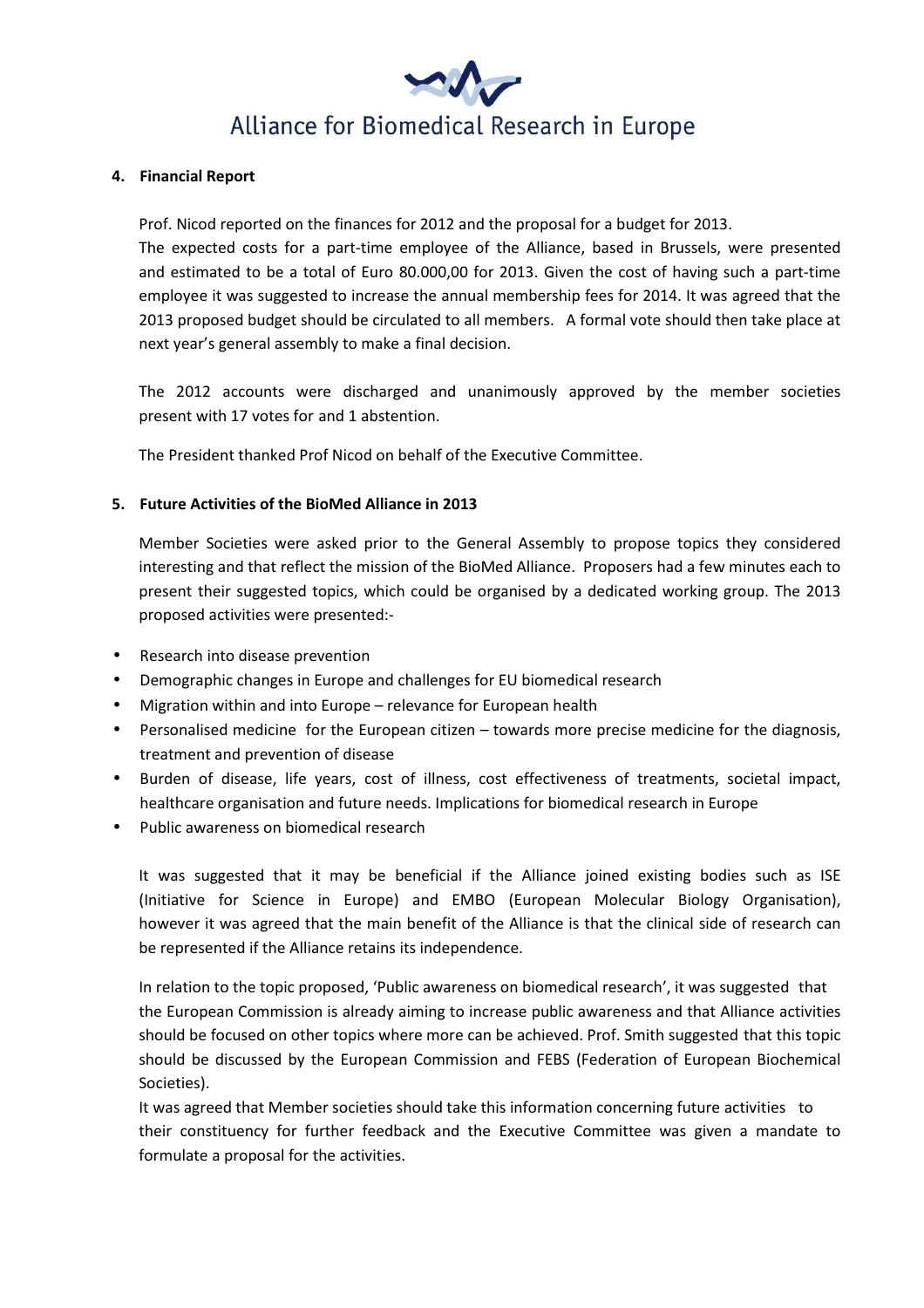## 4. Financial Report

Prof. Nicod reported on the finances for 2012 and the proposal for a budget for 2013.
The expected costs for a part-time employee of the Alliance, based in Brussels, were presented and estimated to be a total of Euro 80.000,00 for 2013. Given the cost of having such a part-time employee it was suggested to increase the annual membership fees for 2014. It was agreed that the 2013 proposed budget should be circulated to all members. A formal vote should then take place at next year's general assembly to make a final decision.

The 2012 accounts were discharged and unanimously approved by the member societies present with 17 votes for and 1 abstention.

The President thanked Prof Nicod on behalf of the Executive Committee.

## 5. Future Activities of the BioMed Alliance in 2013

Member Societies were asked prior to the General Assembly to propose topics they considered interesting and that reflect the mission of the BioMed Alliance. Proposers had a few minutes each to present their suggested topics, which could be organised by a dedicated working group. The 2013 proposed activities were presented:-

- Research into disease prevention
- Demographic changes in Europe and challenges for EU biomedical research
- Migration within and into Europe – relevance for European health
- Personalised medicine for the European citizen – towards more precise medicine for the diagnosis, treatment and prevention of disease
- Burden of disease, life years, cost of illness, cost effectiveness of treatments, societal impact, healthcare organisation and future needs. Implications for biomedical research in Europe
- Public awareness on biomedical research

It was suggested that it may be beneficial if the Alliance joined existing bodies such as ISE (Initiative for Science in Europe) and EMBO (European Molecular Biology Organisation), however it was agreed that the main benefit of the Alliance is that the clinical side of research can be represented if the Alliance retains its independence.

In relation to the topic proposed, 'Public awareness on biomedical research', it was suggested that the European Commission is already aiming to increase public awareness and that Alliance activities should be focused on other topics where more can be achieved. Prof. Smith suggested that this topic should be discussed by the European Commission and FEBS (Federation of European Biochemical Societies).
It was agreed that Member societies should take this information concerning future activities to their constituency for further feedback and the Executive Committee was given a mandate to formulate a proposal for the activities.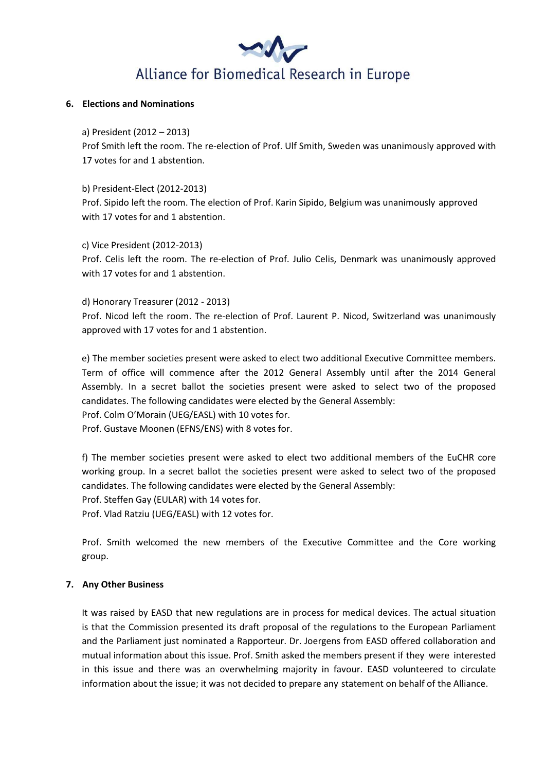## 6. Elections and Nominations

a) President (2012 – 2013)
Prof Smith left the room. The re-election of Prof. Ulf Smith, Sweden was unanimously approved with 17 votes for and 1 abstention.

b) President-Elect (2012-2013)
Prof. Sipido left the room. The election of Prof. Karin Sipido, Belgium was unanimously approved with 17 votes for and 1 abstention.

c) Vice President (2012-2013)
Prof. Celis left the room. The re-election of Prof. Julio Celis, Denmark was unanimously approved with 17 votes for and 1 abstention.

d) Honorary Treasurer (2012 - 2013)
Prof. Nicod left the room. The re-election of Prof. Laurent P. Nicod, Switzerland was unanimously approved with 17 votes for and 1 abstention.

e) The member societies present were asked to elect two additional Executive Committee members. Term of office will commence after the 2012 General Assembly until after the 2014 General Assembly. In a secret ballot the societies present were asked to select two of the proposed candidates. The following candidates were elected by the General Assembly:
Prof. Colm O'Morain (UEG/EASL) with 10 votes for.
Prof. Gustave Moonen (EFNS/ENS) with 8 votes for.

f) The member societies present were asked to elect two additional members of the EuCHR core working group. In a secret ballot the societies present were asked to select two of the proposed candidates. The following candidates were elected by the General Assembly:
Prof. Steffen Gay (EULAR) with 14 votes for.
Prof. Vlad Ratziu (UEG/EASL) with 12 votes for.

Prof. Smith welcomed the new members of the Executive Committee and the Core working group.

## 7. Any Other Business

It was raised by EASD that new regulations are in process for medical devices. The actual situation is that the Commission presented its draft proposal of the regulations to the European Parliament and the Parliament just nominated a Rapporteur. Dr. Joergens from EASD offered collaboration and mutual information about this issue. Prof. Smith asked the members present if they were interested in this issue and there was an overwhelming majority in favour. EASD volunteered to circulate information about the issue; it was not decided to prepare any statement on behalf of the Alliance.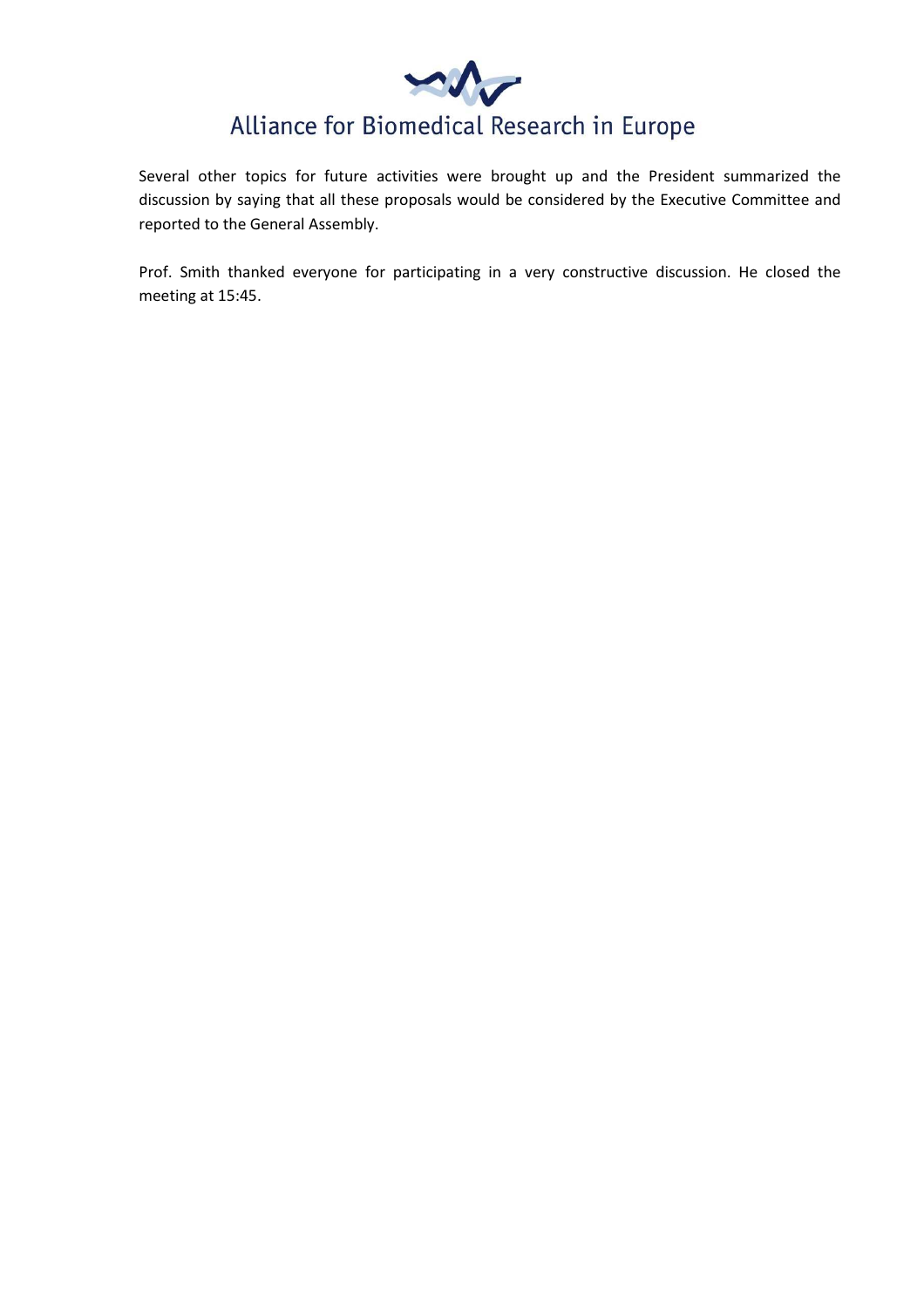Several other topics for future activities were brought up and the President summarized the discussion by saying that all these proposals would be considered by the Executive Committee and reported to the General Assembly.

Prof. Smith thanked everyone for participating in a very constructive discussion. He closed the meeting at 15:45.